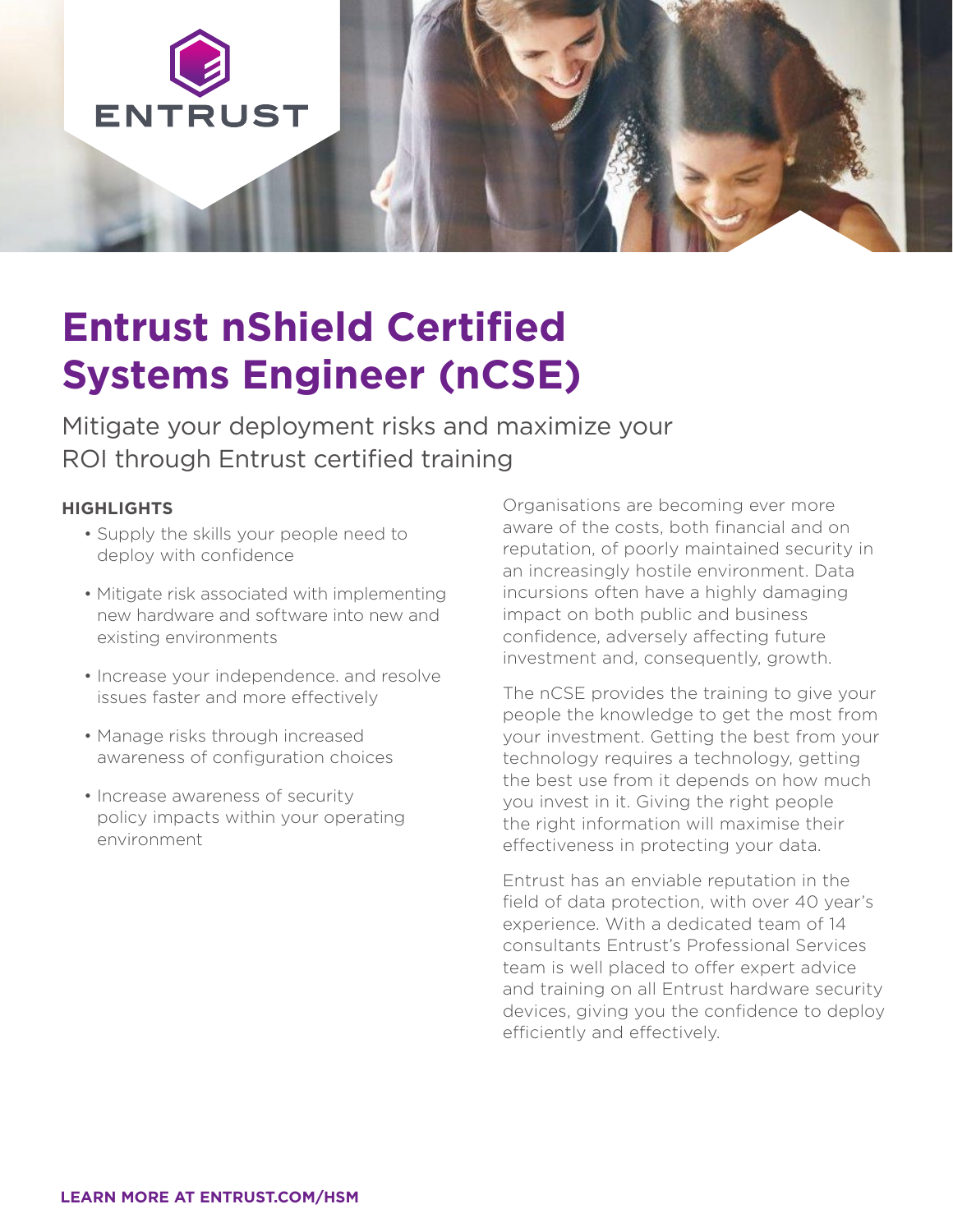# Entrust nShield Certified Systems Engineer (nCSE)

Mitigate your deployment risks and maximize your ROI through Entrust certified training

**HIGHLIGHTS**

- Supply the skills your people need to deploy with confidence
- Mitigate risk associated with implementing new hardware and software into new and existing environments
- Increase your independence. and resolve issues faster and more effectively
- Manage risks through increased awareness of configuration choices
- Increase awareness of security policy impacts within your operating environment

Organisations are becoming ever more aware of the costs, both financial and on reputation, of poorly maintained security in an increasingly hostile environment. Data incursions often have a highly damaging impact on both public and business confidence, adversely affecting future investment and, consequently, growth.

The nCSE provides the training to give your people the knowledge to get the most from your investment. Getting the best from your technology requires a technology, getting the best use from it depends on how much you invest in it. Giving the right people the right information will maximise their effectiveness in protecting your data.

Entrust has an enviable reputation in the field of data protection, with over 40 year's experience. With a dedicated team of 14 consultants Entrust's Professional Services team is well placed to offer expert advice and training on all Entrust hardware security devices, giving you the confidence to deploy efficiently and effectively.

**LEARN MORE AT ENTRUST.COM/HSM**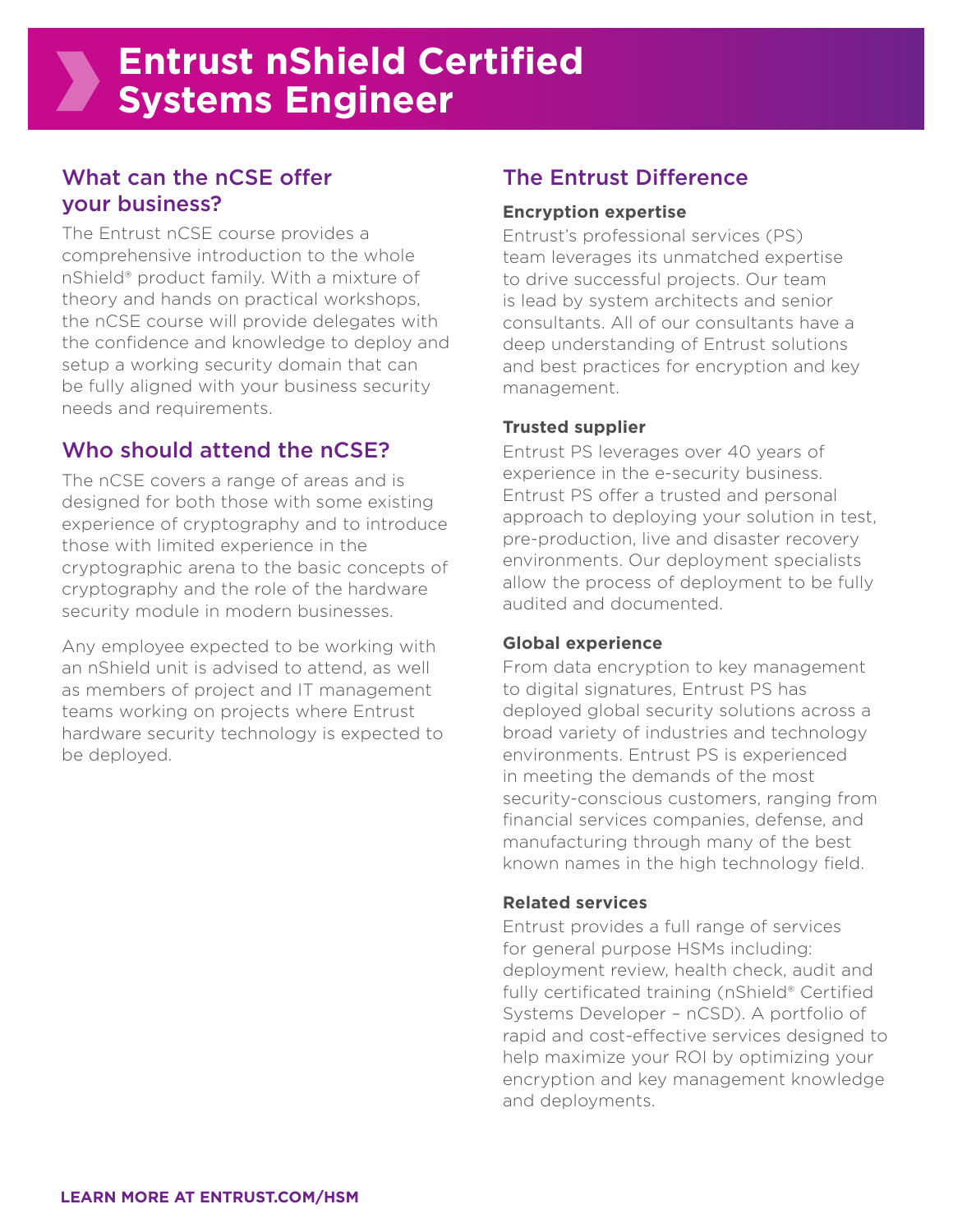# Entrust nShield Certified Systems Engineer

## What can the nCSE offer your business?

The Entrust nCSE course provides a comprehensive introduction to the whole nShield® product family. With a mixture of theory and hands on practical workshops, the nCSE course will provide delegates with the confidence and knowledge to deploy and setup a working security domain that can be fully aligned with your business security needs and requirements.

## Who should attend the nCSE?

The nCSE covers a range of areas and is designed for both those with some existing experience of cryptography and to introduce those with limited experience in the cryptographic arena to the basic concepts of cryptography and the role of the hardware security module in modern businesses.

Any employee expected to be working with an nShield unit is advised to attend, as well as members of project and IT management teams working on projects where Entrust hardware security technology is expected to be deployed.

## The Entrust Difference

### Encryption expertise

Entrust's professional services (PS) team leverages its unmatched expertise to drive successful projects. Our team is lead by system architects and senior consultants. All of our consultants have a deep understanding of Entrust solutions and best practices for encryption and key management.

### Trusted supplier

Entrust PS leverages over 40 years of experience in the e-security business. Entrust PS offer a trusted and personal approach to deploying your solution in test, pre-production, live and disaster recovery environments. Our deployment specialists allow the process of deployment to be fully audited and documented.

### Global experience

From data encryption to key management to digital signatures, Entrust PS has deployed global security solutions across a broad variety of industries and technology environments. Entrust PS is experienced in meeting the demands of the most security-conscious customers, ranging from financial services companies, defense, and manufacturing through many of the best known names in the high technology field.

### Related services

Entrust provides a full range of services for general purpose HSMs including: deployment review, health check, audit and fully certificated training (nShield® Certified Systems Developer – nCSD). A portfolio of rapid and cost-effective services designed to help maximize your ROI by optimizing your encryption and key management knowledge and deployments.

**LEARN MORE AT ENTRUST.COM/HSM**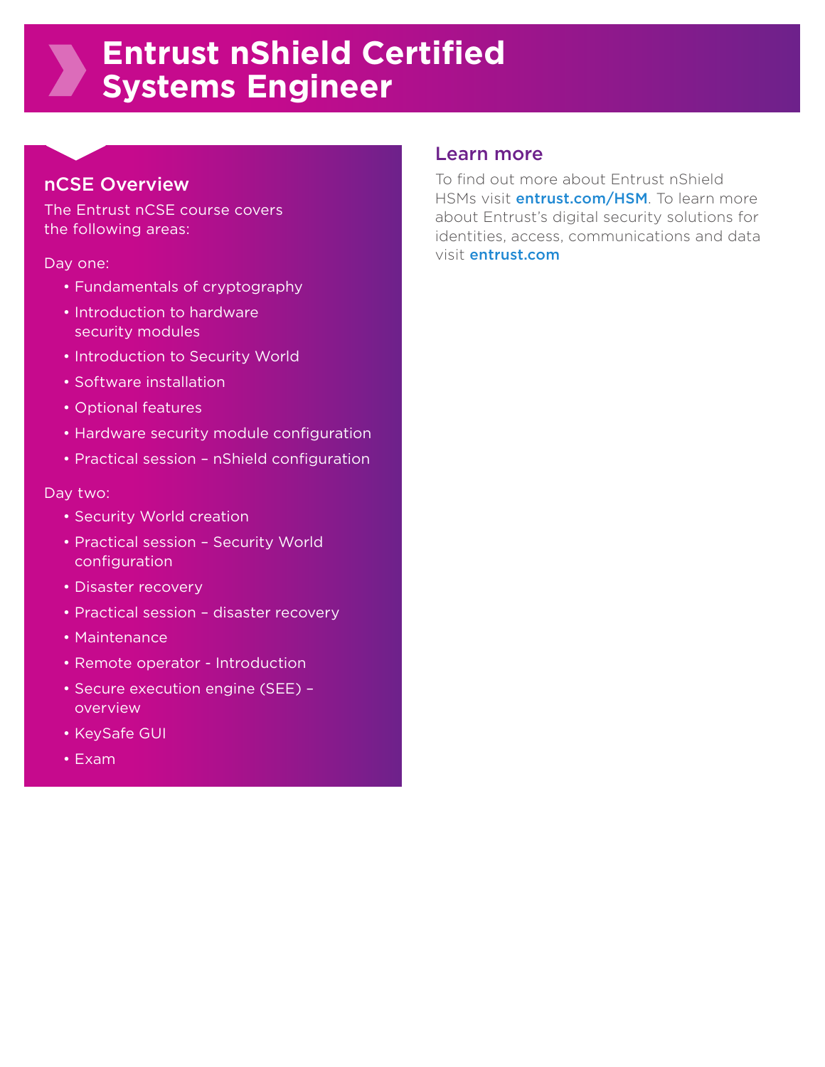# Entrust nShield Certified Systems Engineer

## nCSE Overview

The Entrust nCSE course covers the following areas:

Day one:

- Fundamentals of cryptography
- Introduction to hardware security modules
- Introduction to Security World
- Software installation
- Optional features
- Hardware security module configuration
- Practical session – nShield configuration

Day two:

- Security World creation
- Practical session – Security World configuration
- Disaster recovery
- Practical session – disaster recovery
- Maintenance
- Remote operator - Introduction
- Secure execution engine (SEE) – overview
- KeySafe GUI
- Exam

## Learn more

To find out more about Entrust nShield HSMs visit **entrust.com/HSM**. To learn more about Entrust's digital security solutions for identities, access, communications and data visit **entrust.com**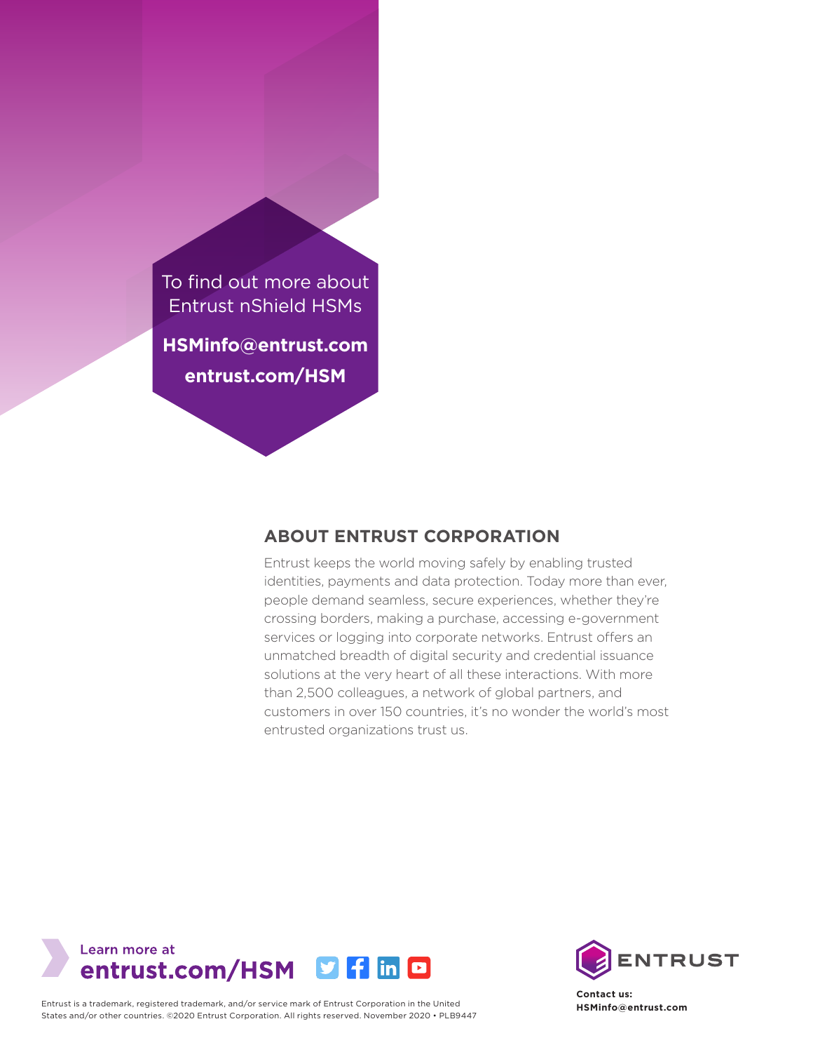To find out more about Entrust nShield HSMs

**HSMinfo@entrust.com**

**entrust.com/HSM**

## ABOUT ENTRUST CORPORATION

Entrust keeps the world moving safely by enabling trusted identities, payments and data protection. Today more than ever, people demand seamless, secure experiences, whether they're crossing borders, making a purchase, accessing e-government services or logging into corporate networks. Entrust offers an unmatched breadth of digital security and credential issuance solutions at the very heart of all these interactions. With more than 2,500 colleagues, a network of global partners, and customers in over 150 countries, it's no wonder the world's most entrusted organizations trust us.

Learn more at
**entrust.com/HSM**

ENTRUST

**Contact us:**
**HSMinfo@entrust.com**

Entrust is a trademark, registered trademark, and/or service mark of Entrust Corporation in the United States and/or other countries. ©2020 Entrust Corporation. All rights reserved. November 2020 • PLB9447